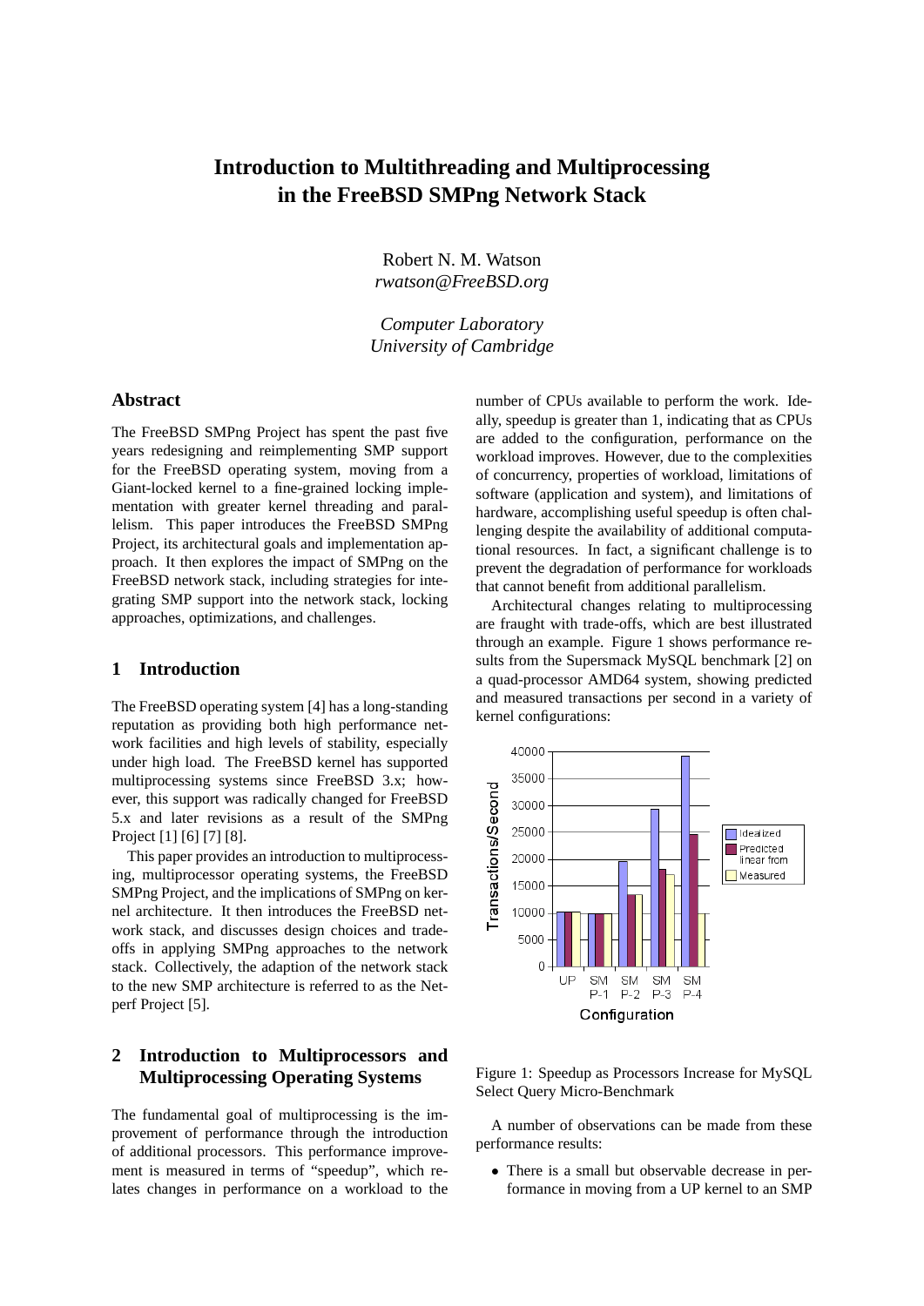# Introduction to Multithreading and Multiprocessing in the FreeBSD SMPng Network Stack

Robert N. M. Watson
*rwatson@FreeBSD.org*

*Computer Laboratory*
*University of Cambridge*

## Abstract

The FreeBSD SMPng Project has spent the past five years redesigning and reimplementing SMP support for the FreeBSD operating system, moving from a Giant-locked kernel to a fine-grained locking implementation with greater kernel threading and parallelism. This paper introduces the FreeBSD SMPng Project, its architectural goals and implementation approach. It then explores the impact of SMPng on the FreeBSD network stack, including strategies for integrating SMP support into the network stack, locking approaches, optimizations, and challenges.

## 1 Introduction

The FreeBSD operating system [4] has a long-standing reputation as providing both high performance network facilities and high levels of stability, especially under high load. The FreeBSD kernel has supported multiprocessing systems since FreeBSD 3.x; however, this support was radically changed for FreeBSD 5.x and later revisions as a result of the SMPng Project [1] [6] [7] [8].

This paper provides an introduction to multiprocessing, multiprocessor operating systems, the FreeBSD SMPng Project, and the implications of SMPng on kernel architecture. It then introduces the FreeBSD network stack, and discusses design choices and tradeoffs in applying SMPng approaches to the network stack. Collectively, the adaption of the network stack to the new SMP architecture is referred to as the Netperf Project [5].

## 2 Introduction to Multiprocessors and Multiprocessing Operating Systems

The fundamental goal of multiprocessing is the improvement of performance through the introduction of additional processors. This performance improvement is measured in terms of "speedup", which relates changes in performance on a workload to the number of CPUs available to perform the work. Ideally, speedup is greater than 1, indicating that as CPUs are added to the configuration, performance on the workload improves. However, due to the complexities of concurrency, properties of workload, limitations of software (application and system), and limitations of hardware, accomplishing useful speedup is often challenging despite the availability of additional computational resources. In fact, a significant challenge is to prevent the degradation of performance for workloads that cannot benefit from additional parallelism.

Architectural changes relating to multiprocessing are fraught with trade-offs, which are best illustrated through an example. Figure 1 shows performance results from the Supersmack MySQL benchmark [2] on a quad-processor AMD64 system, showing predicted and measured transactions per second in a variety of kernel configurations:

Figure 1: Speedup as Processors Increase for MySQL Select Query Micro-Benchmark

A number of observations can be made from these performance results:

- There is a small but observable decrease in performance in moving from a UP kernel to an SMP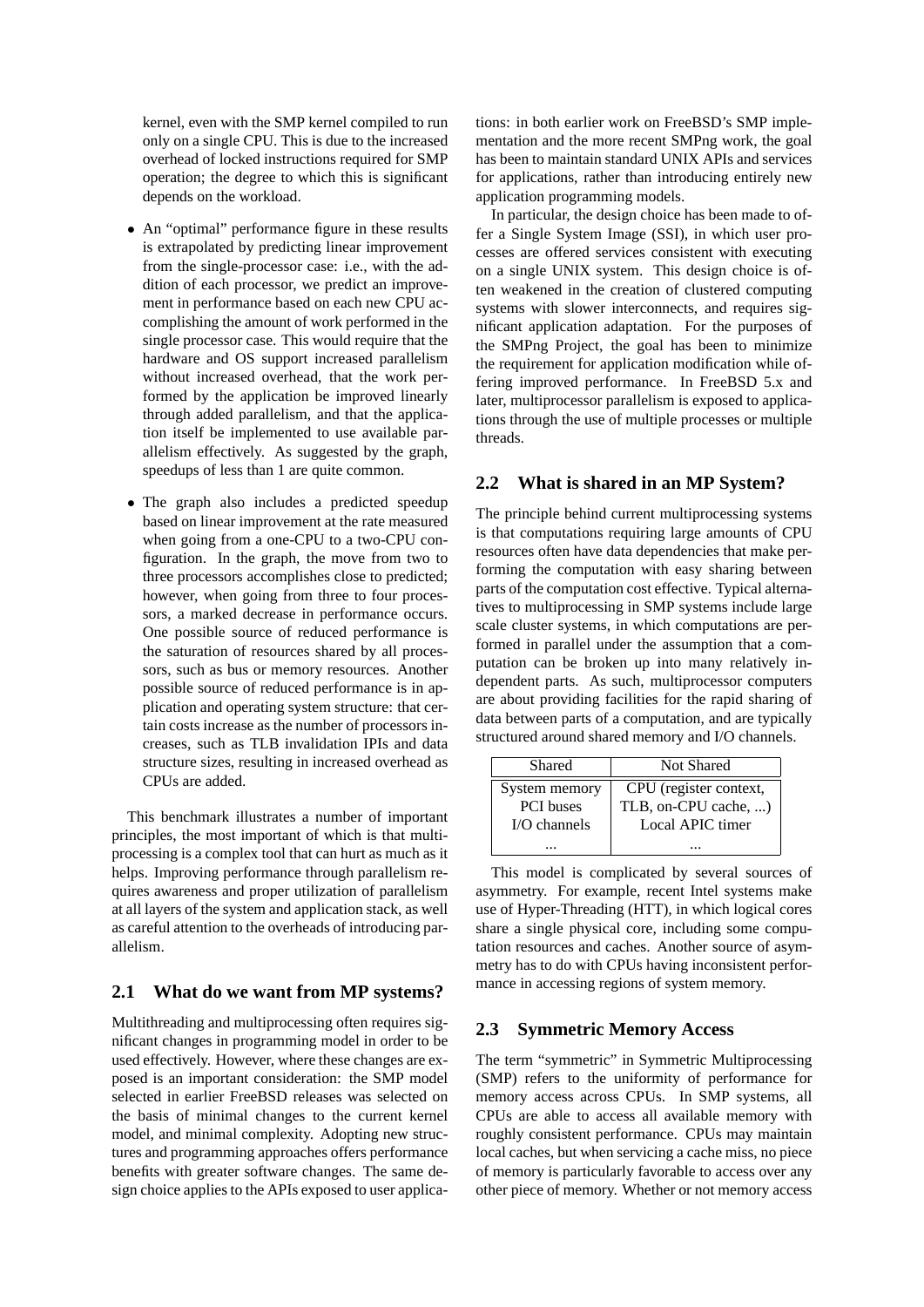kernel, even with the SMP kernel compiled to run only on a single CPU. This is due to the increased overhead of locked instructions required for SMP operation; the degree to which this is significant depends on the workload.

- An "optimal" performance figure in these results is extrapolated by predicting linear improvement from the single-processor case: i.e., with the addition of each processor, we predict an improvement in performance based on each new CPU accomplishing the amount of work performed in the single processor case. This would require that the hardware and OS support increased parallelism without increased overhead, that the work performed by the application be improved linearly through added parallelism, and that the application itself be implemented to use available parallelism effectively. As suggested by the graph, speedups of less than 1 are quite common.
- The graph also includes a predicted speedup based on linear improvement at the rate measured when going from a one-CPU to a two-CPU configuration. In the graph, the move from two to three processors accomplishes close to predicted; however, when going from three to four processors, a marked decrease in performance occurs. One possible source of reduced performance is the saturation of resources shared by all processors, such as bus or memory resources. Another possible source of reduced performance is in application and operating system structure: that certain costs increase as the number of processors increases, such as TLB invalidation IPIs and data structure sizes, resulting in increased overhead as CPUs are added.

This benchmark illustrates a number of important principles, the most important of which is that multiprocessing is a complex tool that can hurt as much as it helps. Improving performance through parallelism requires awareness and proper utilization of parallelism at all layers of the system and application stack, as well as careful attention to the overheads of introducing parallelism.

## 2.1 What do we want from MP systems?

Multithreading and multiprocessing often requires significant changes in programming model in order to be used effectively. However, where these changes are exposed is an important consideration: the SMP model selected in earlier FreeBSD releases was selected on the basis of minimal changes to the current kernel model, and minimal complexity. Adopting new structures and programming approaches offers performance benefits with greater software changes. The same design choice applies to the APIs exposed to user applications: in both earlier work on FreeBSD's SMP implementation and the more recent SMPng work, the goal has been to maintain standard UNIX APIs and services for applications, rather than introducing entirely new application programming models.

In particular, the design choice has been made to offer a Single System Image (SSI), in which user processes are offered services consistent with executing on a single UNIX system. This design choice is often weakened in the creation of clustered computing systems with slower interconnects, and requires significant application adaptation. For the purposes of the SMPng Project, the goal has been to minimize the requirement for application modification while offering improved performance. In FreeBSD 5.x and later, multiprocessor parallelism is exposed to applications through the use of multiple processes or multiple threads.

## 2.2 What is shared in an MP System?

The principle behind current multiprocessing systems is that computations requiring large amounts of CPU resources often have data dependencies that make performing the computation with easy sharing between parts of the computation cost effective. Typical alternatives to multiprocessing in SMP systems include large scale cluster systems, in which computations are performed in parallel under the assumption that a computation can be broken up into many relatively independent parts. As such, multiprocessor computers are about providing facilities for the rapid sharing of data between parts of a computation, and are typically structured around shared memory and I/O channels.

| Shared | Not Shared |
|---|---|
| System memory | CPU (register context, |
| PCI buses | TLB, on-CPU cache, ...) |
| I/O channels | Local APIC timer |
| ... | ... |

This model is complicated by several sources of asymmetry. For example, recent Intel systems make use of Hyper-Threading (HTT), in which logical cores share a single physical core, including some computation resources and caches. Another source of asymmetry has to do with CPUs having inconsistent performance in accessing regions of system memory.

## 2.3 Symmetric Memory Access

The term "symmetric" in Symmetric Multiprocessing (SMP) refers to the uniformity of performance for memory access across CPUs. In SMP systems, all CPUs are able to access all available memory with roughly consistent performance. CPUs may maintain local caches, but when servicing a cache miss, no piece of memory is particularly favorable to access over any other piece of memory. Whether or not memory access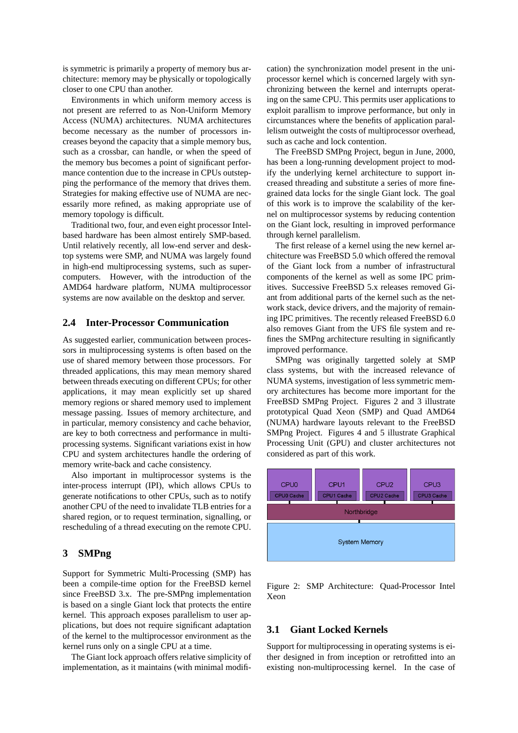is symmetric is primarily a property of memory bus architecture: memory may be physically or topologically closer to one CPU than another.

Environments in which uniform memory access is not present are referred to as Non-Uniform Memory Access (NUMA) architectures. NUMA architectures become necessary as the number of processors increases beyond the capacity that a simple memory bus, such as a crossbar, can handle, or when the speed of the memory bus becomes a point of significant performance contention due to the increase in CPUs outstepping the performance of the memory that drives them. Strategies for making effective use of NUMA are necessarily more refined, as making appropriate use of memory topology is difficult.

Traditional two, four, and even eight processor Intel-based hardware has been almost entirely SMP-based. Until relatively recently, all low-end server and desktop systems were SMP, and NUMA was largely found in high-end multiprocessing systems, such as supercomputers. However, with the introduction of the AMD64 hardware platform, NUMA multiprocessor systems are now available on the desktop and server.

## 2.4 Inter-Processor Communication

As suggested earlier, communication between processors in multiprocessing systems is often based on the use of shared memory between those processors. For threaded applications, this may mean memory shared between threads executing on different CPUs; for other applications, it may mean explicitly set up shared memory regions or shared memory used to implement message passing. Issues of memory architecture, and in particular, memory consistency and cache behavior, are key to both correctness and performance in multiprocessing systems. Significant variations exist in how CPU and system architectures handle the ordering of memory write-back and cache consistency.

Also important in multiprocessor systems is the inter-process interrupt (IPI), which allows CPUs to generate notifications to other CPUs, such as to notify another CPU of the need to invalidate TLB entries for a shared region, or to request termination, signalling, or rescheduling of a thread executing on the remote CPU.

# 3 SMPng

Support for Symmetric Multi-Processing (SMP) has been a compile-time option for the FreeBSD kernel since FreeBSD 3.x. The pre-SMPng implementation is based on a single Giant lock that protects the entire kernel. This approach exposes parallelism to user applications, but does not require significant adaptation of the kernel to the multiprocessor environment as the kernel runs only on a single CPU at a time.

The Giant lock approach offers relative simplicity of implementation, as it maintains (with minimal modification) the synchronization model present in the uniprocessor kernel which is concerned largely with synchronizing between the kernel and interrupts operating on the same CPU. This permits user applications to exploit parallism to improve performance, but only in circumstances where the benefits of application parallelism outweight the costs of multiprocessor overhead, such as cache and lock contention.

The FreeBSD SMPng Project, begun in June, 2000, has been a long-running development project to modify the underlying kernel architecture to support increased threading and substitute a series of more fine-grained data locks for the single Giant lock. The goal of this work is to improve the scalability of the kernel on multiprocessor systems by reducing contention on the Giant lock, resulting in improved performance through kernel parallelism.

The first release of a kernel using the new kernel architecture was FreeBSD 5.0 which offered the removal of the Giant lock from a number of infrastructural components of the kernel as well as some IPC primitives. Successive FreeBSD 5.x releases removed Giant from additional parts of the kernel such as the network stack, device drivers, and the majority of remaining IPC primitives. The recently released FreeBSD 6.0 also removes Giant from the UFS file system and refines the SMPng architecture resulting in significantly improved performance.

SMPng was originally targetted solely at SMP class systems, but with the increased relevance of NUMA systems, investigation of less symmetric memory architectures has become more important for the FreeBSD SMPng Project. Figures 2 and 3 illustrate prototypical Quad Xeon (SMP) and Quad AMD64 (NUMA) hardware layouts relevant to the FreeBSD SMPng Project. Figures 4 and 5 illustrate Graphical Processing Unit (GPU) and cluster architectures not considered as part of this work.

Figure 2: SMP Architecture: Quad-Processor Intel Xeon

## 3.1 Giant Locked Kernels

Support for multiprocessing in operating systems is either designed in from inception or retrofitted into an existing non-multiprocessing kernel. In the case of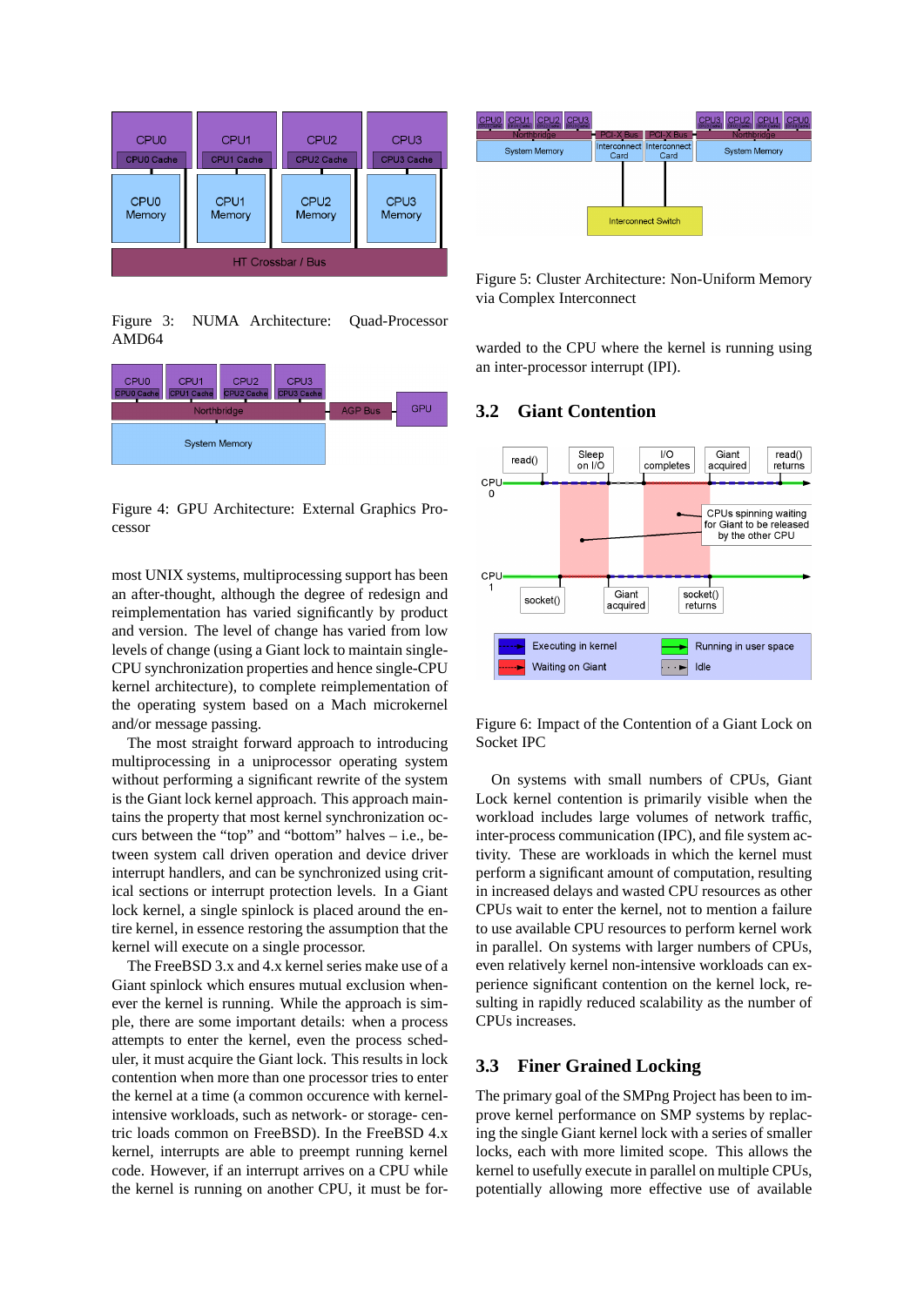Figure 3: NUMA Architecture: Quad-Processor AMD64

Figure 4: GPU Architecture: External Graphics Processor

most UNIX systems, multiprocessing support has been an after-thought, although the degree of redesign and reimplementation has varied significantly by product and version. The level of change has varied from low levels of change (using a Giant lock to maintain single-CPU synchronization properties and hence single-CPU kernel architecture), to complete reimplementation of the operating system based on a Mach microkernel and/or message passing.

The most straight forward approach to introducing multiprocessing in a uniprocessor operating system without performing a significant rewrite of the system is the Giant lock kernel approach. This approach maintains the property that most kernel synchronization occurs between the "top" and "bottom" halves – i.e., between system call driven operation and device driver interrupt handlers, and can be synchronized using critical sections or interrupt protection levels. In a Giant lock kernel, a single spinlock is placed around the entire kernel, in essence restoring the assumption that the kernel will execute on a single processor.

The FreeBSD 3.x and 4.x kernel series make use of a Giant spinlock which ensures mutual exclusion whenever the kernel is running. While the approach is simple, there are some important details: when a process attempts to enter the kernel, even the process scheduler, it must acquire the Giant lock. This results in lock contention when more than one processor tries to enter the kernel at a time (a common occurence with kernel-intensive workloads, such as network- or storage- centric loads common on FreeBSD). In the FreeBSD 4.x kernel, interrupts are able to preempt running kernel code. However, if an interrupt arrives on a CPU while the kernel is running on another CPU, it must be forwarded to the CPU where the kernel is running using an inter-processor interrupt (IPI).

Figure 5: Cluster Architecture: Non-Uniform Memory via Complex Interconnect

## 3.2 Giant Contention

Figure 6: Impact of the Contention of a Giant Lock on Socket IPC

On systems with small numbers of CPUs, Giant Lock kernel contention is primarily visible when the workload includes large volumes of network traffic, inter-process communication (IPC), and file system activity. These are workloads in which the kernel must perform a significant amount of computation, resulting in increased delays and wasted CPU resources as other CPUs wait to enter the kernel, not to mention a failure to use available CPU resources to perform kernel work in parallel. On systems with larger numbers of CPUs, even relatively kernel non-intensive workloads can experience significant contention on the kernel lock, resulting in rapidly reduced scalability as the number of CPUs increases.

## 3.3 Finer Grained Locking

The primary goal of the SMPng Project has been to improve kernel performance on SMP systems by replacing the single Giant kernel lock with a series of smaller locks, each with more limited scope. This allows the kernel to usefully execute in parallel on multiple CPUs, potentially allowing more effective use of available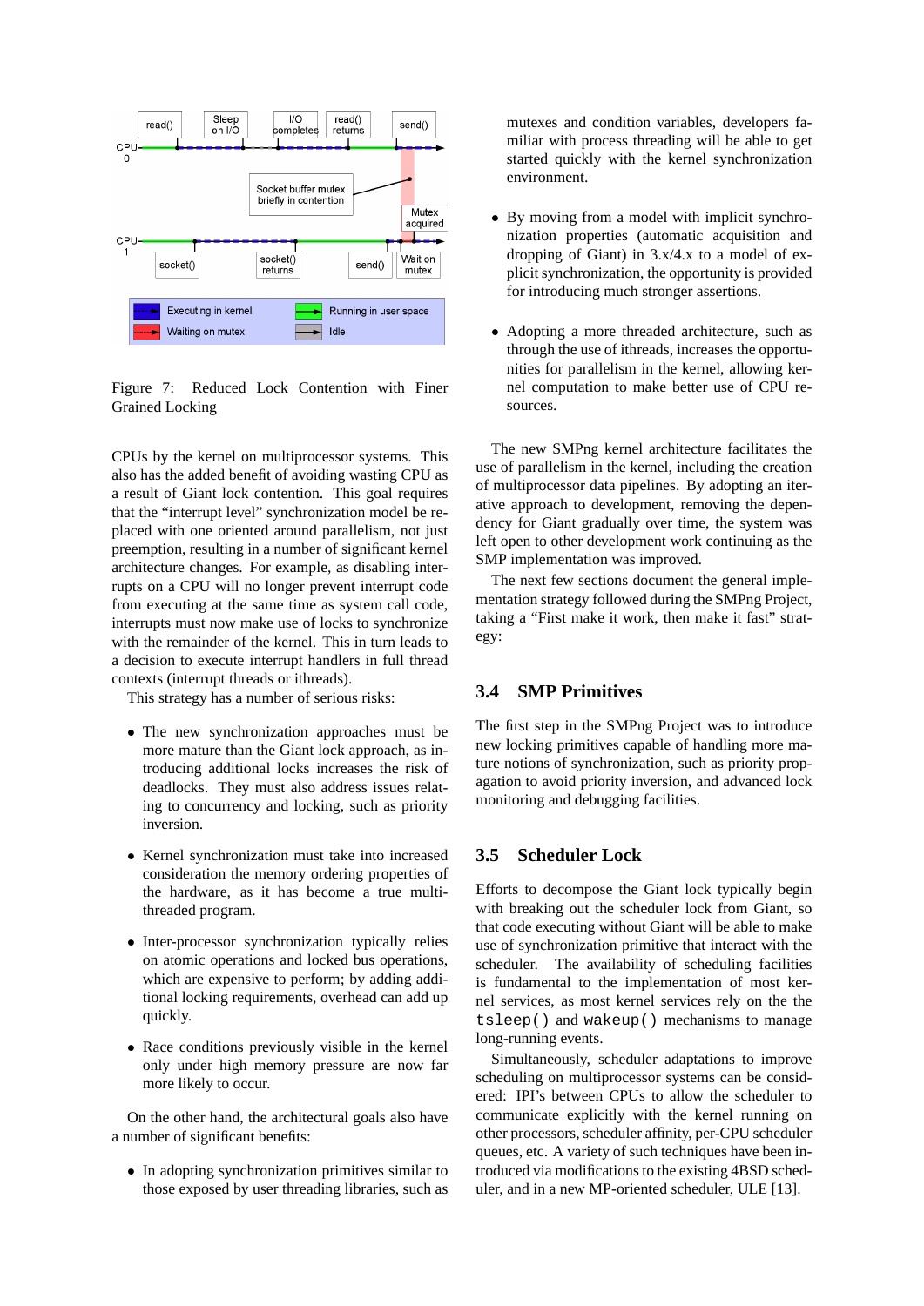Figure 7: Reduced Lock Contention with Finer Grained Locking

CPUs by the kernel on multiprocessor systems. This also has the added benefit of avoiding wasting CPU as a result of Giant lock contention. This goal requires that the "interrupt level" synchronization model be replaced with one oriented around parallelism, not just preemption, resulting in a number of significant kernel architecture changes. For example, as disabling interrupts on a CPU will no longer prevent interrupt code from executing at the same time as system call code, interrupts must now make use of locks to synchronize with the remainder of the kernel. This in turn leads to a decision to execute interrupt handlers in full thread contexts (interrupt threads or ithreads).

This strategy has a number of serious risks:

- The new synchronization approaches must be more mature than the Giant lock approach, as introducing additional locks increases the risk of deadlocks. They must also address issues relating to concurrency and locking, such as priority inversion.
- Kernel synchronization must take into increased consideration the memory ordering properties of the hardware, as it has become a true multi-threaded program.
- Inter-processor synchronization typically relies on atomic operations and locked bus operations, which are expensive to perform; by adding additional locking requirements, overhead can add up quickly.
- Race conditions previously visible in the kernel only under high memory pressure are now far more likely to occur.

On the other hand, the architectural goals also have a number of significant benefits:

- In adopting synchronization primitives similar to those exposed by user threading libraries, such as mutexes and condition variables, developers familiar with process threading will be able to get started quickly with the kernel synchronization environment.
- By moving from a model with implicit synchronization properties (automatic acquisition and dropping of Giant) in 3.x/4.x to a model of explicit synchronization, the opportunity is provided for introducing much stronger assertions.
- Adopting a more threaded architecture, such as through the use of ithreads, increases the opportunities for parallelism in the kernel, allowing kernel computation to make better use of CPU resources.

The new SMPng kernel architecture facilitates the use of parallelism in the kernel, including the creation of multiprocessor data pipelines. By adopting an iterative approach to development, removing the dependency for Giant gradually over time, the system was left open to other development work continuing as the SMP implementation was improved.

The next few sections document the general implementation strategy followed during the SMPng Project, taking a "First make it work, then make it fast" strategy:

## 3.4 SMP Primitives

The first step in the SMPng Project was to introduce new locking primitives capable of handling more mature notions of synchronization, such as priority propagation to avoid priority inversion, and advanced lock monitoring and debugging facilities.

## 3.5 Scheduler Lock

Efforts to decompose the Giant lock typically begin with breaking out the scheduler lock from Giant, so that code executing without Giant will be able to make use of synchronization primitive that interact with the scheduler. The availability of scheduling facilities is fundamental to the implementation of most kernel services, as most kernel services rely on the the `tsleep()` and `wakeup()` mechanisms to manage long-running events.

Simultaneously, scheduler adaptations to improve scheduling on multiprocessor systems can be considered: IPI's between CPUs to allow the scheduler to communicate explicitly with the kernel running on other processors, scheduler affinity, per-CPU scheduler queues, etc. A variety of such techniques have been introduced via modifications to the existing 4BSD scheduler, and in a new MP-oriented scheduler, ULE [13].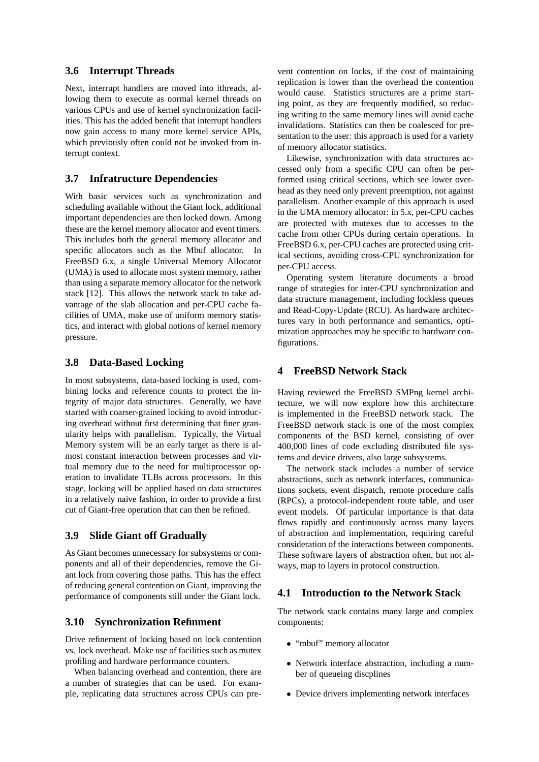### 3.6 Interrupt Threads

Next, interrupt handlers are moved into ithreads, allowing them to execute as normal kernel threads on various CPUs and use of kernel synchronization facilities. This has the added benefit that interrupt handlers now gain access to many more kernel service APIs, which previously often could not be invoked from interrupt context.

### 3.7 Infratructure Dependencies

With basic services such as synchronization and scheduling available without the Giant lock, additional important dependencies are then locked down. Among these are the kernel memory allocator and event timers. This includes both the general memory allocator and specific allocators such as the Mbuf allocator. In FreeBSD 6.x, a single Universal Memory Allocator (UMA) is used to allocate most system memory, rather than using a separate memory allocator for the network stack [12]. This allows the network stack to take advantage of the slab allocation and per-CPU cache facilities of UMA, make use of uniform memory statistics, and interact with global notions of kernel memory pressure.

### 3.8 Data-Based Locking

In most subsystems, data-based locking is used, combining locks and reference counts to protect the integrity of major data structures. Generally, we have started with coarser-grained locking to avoid introducing overhead without first determining that finer granularity helps with parallelism. Typically, the Virtual Memory system will be an early target as there is almost constant interaction between processes and virtual memory due to the need for multiprocessor operation to invalidate TLBs across processors. In this stage, locking will be applied based on data structures in a relatively naive fashion, in order to provide a first cut of Giant-free operation that can then be refined.

### 3.9 Slide Giant off Gradually

As Giant becomes unnecessary for subsystems or components and all of their dependencies, remove the Giant lock from covering those paths. This has the effect of reducing general contention on Giant, improving the performance of components still under the Giant lock.

### 3.10 Synchronization Refinment

Drive refinement of locking based on lock contention vs. lock overhead. Make use of facilities such as mutex profiling and hardware performance counters.

When balancing overhead and contention, there are a number of strategies that can be used. For example, replicating data structures across CPUs can prevent contention on locks, if the cost of maintaining replication is lower than the overhead the contention would cause. Statistics structures are a prime starting point, as they are frequently modified, so reducing writing to the same memory lines will avoid cache invalidations. Statistics can then be coalesced for presentation to the user: this approach is used for a variety of memory allocator statistics.

Likewise, synchronization with data structures accessed only from a specific CPU can often be performed using critical sections, which see lower overhead as they need only prevent preemption, not against parallelism. Another example of this approach is used in the UMA memory allocator: in 5.x, per-CPU caches are protected with mutexes due to accesses to the cache from other CPUs during certain operations. In FreeBSD 6.x, per-CPU caches are protected using critical sections, avoiding cross-CPU synchronization for per-CPU access.

Operating system literature documents a broad range of strategies for inter-CPU synchronization and data structure management, including lockless queues and Read-Copy-Update (RCU). As hardware architectures vary in both performance and semantics, optimization approaches may be specific to hardware configurations.

## 4 FreeBSD Network Stack

Having reviewed the FreeBSD SMPng kernel architecture, we will now explore how this architecture is implemented in the FreeBSD network stack. The FreeBSD network stack is one of the most complex components of the BSD kernel, consisting of over 400,000 lines of code excluding distributed file systems and device drivers, also large subsystems.

The network stack includes a number of service abstractions, such as network interfaces, communications sockets, event dispatch, remote procedure calls (RPCs), a protocol-independent route table, and user event models. Of particular importance is that data flows rapidly and continuously across many layers of abstraction and implementation, requiring careful consideration of the interactions between components. These software layers of abstraction often, but not always, map to layers in protocol construction.

### 4.1 Introduction to the Network Stack

The network stack contains many large and complex components:

- "mbuf" memory allocator
- Network interface abstraction, including a number of queueing discplines
- Device drivers implementing network interfaces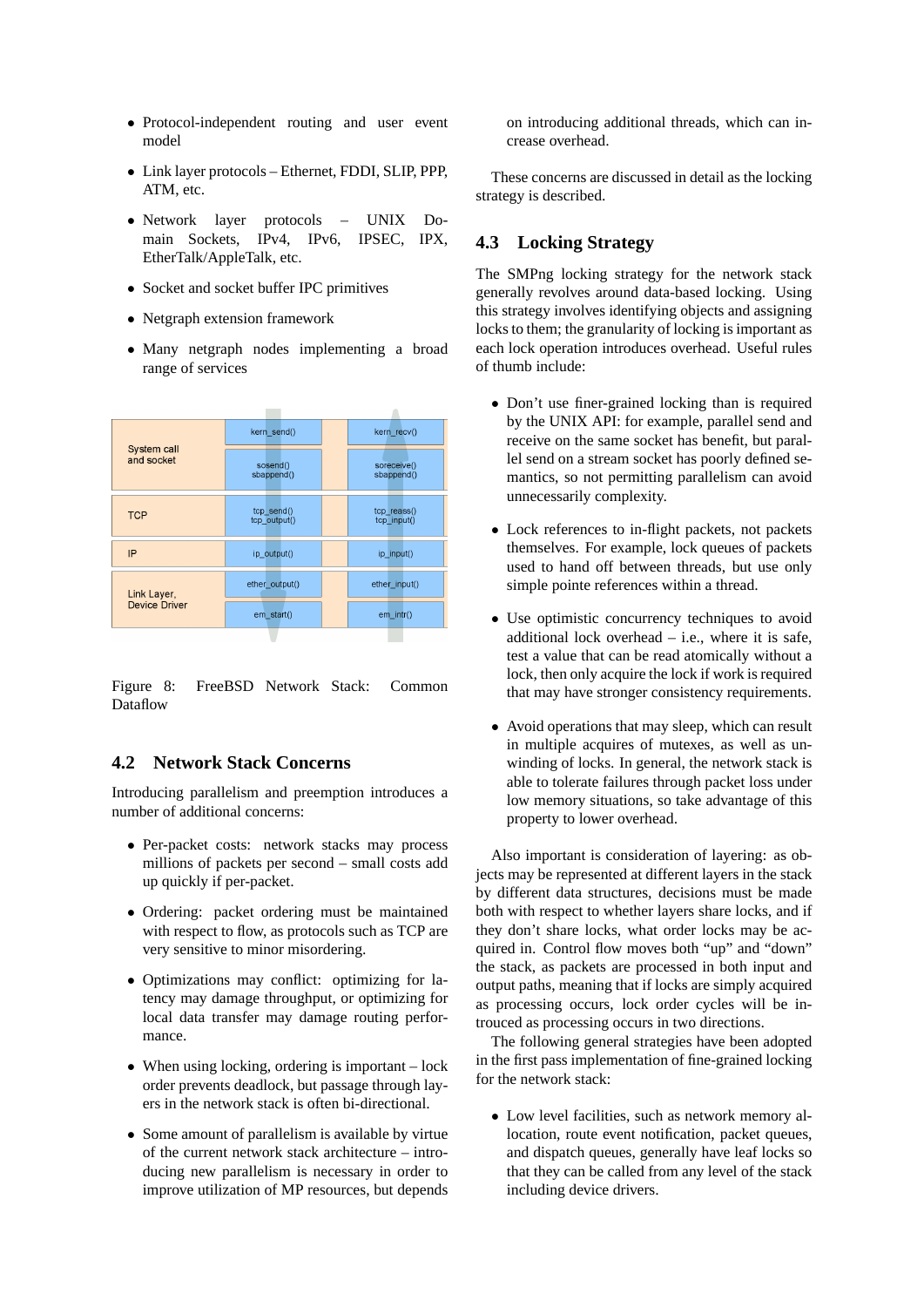- Protocol-independent routing and user event model
- Link layer protocols – Ethernet, FDDI, SLIP, PPP, ATM, etc.
- Network layer protocols – UNIX Domain Sockets, IPv4, IPv6, IPSEC, IPX, EtherTalk/AppleTalk, etc.
- Socket and socket buffer IPC primitives
- Netgraph extension framework
- Many netgraph nodes implementing a broad range of services

| | | |
|---|---|---|
| System call and socket | kern_send() | kern_recv() |
| | sosend() sbappend() | soreceive() sbappend() |
| TCP | tcp_send() tcp_output() | tcp_reass() tcp_input() |
| IP | ip_output() | ip_input() |
| Link Layer, Device Driver | ether_output() | ether_input() |
| | em_start() | em_intr() |

Figure 8: FreeBSD Network Stack: Common Dataflow

## 4.2 Network Stack Concerns

Introducing parallelism and preemption introduces a number of additional concerns:

- Per-packet costs: network stacks may process millions of packets per second – small costs add up quickly if per-packet.
- Ordering: packet ordering must be maintained with respect to flow, as protocols such as TCP are very sensitive to minor misordering.
- Optimizations may conflict: optimizing for latency may damage throughput, or optimizing for local data transfer may damage routing performance.
- When using locking, ordering is important – lock order prevents deadlock, but passage through layers in the network stack is often bi-directional.
- Some amount of parallelism is available by virtue of the current network stack architecture – introducing new parallelism is necessary in order to improve utilization of MP resources, but depends on introducing additional threads, which can increase overhead.

These concerns are discussed in detail as the locking strategy is described.

## 4.3 Locking Strategy

The SMPng locking strategy for the network stack generally revolves around data-based locking. Using this strategy involves identifying objects and assigning locks to them; the granularity of locking is important as each lock operation introduces overhead. Useful rules of thumb include:

- Don't use finer-grained locking than is required by the UNIX API: for example, parallel send and receive on the same socket has benefit, but parallel send on a stream socket has poorly defined semantics, so not permitting parallelism can avoid unnecessarily complexity.
- Lock references to in-flight packets, not packets themselves. For example, lock queues of packets used to hand off between threads, but use only simple pointe references within a thread.
- Use optimistic concurrency techniques to avoid additional lock overhead – i.e., where it is safe, test a value that can be read atomically without a lock, then only acquire the lock if work is required that may have stronger consistency requirements.
- Avoid operations that may sleep, which can result in multiple acquires of mutexes, as well as unwinding of locks. In general, the network stack is able to tolerate failures through packet loss under low memory situations, so take advantage of this property to lower overhead.

Also important is consideration of layering: as objects may be represented at different layers in the stack by different data structures, decisions must be made both with respect to whether layers share locks, and if they don't share locks, what order locks may be acquired in. Control flow moves both "up" and "down" the stack, as packets are processed in both input and output paths, meaning that if locks are simply acquired as processing occurs, lock order cycles will be introuced as processing occurs in two directions.

The following general strategies have been adopted in the first pass implementation of fine-grained locking for the network stack:

- Low level facilities, such as network memory allocation, route event notification, packet queues, and dispatch queues, generally have leaf locks so that they can be called from any level of the stack including device drivers.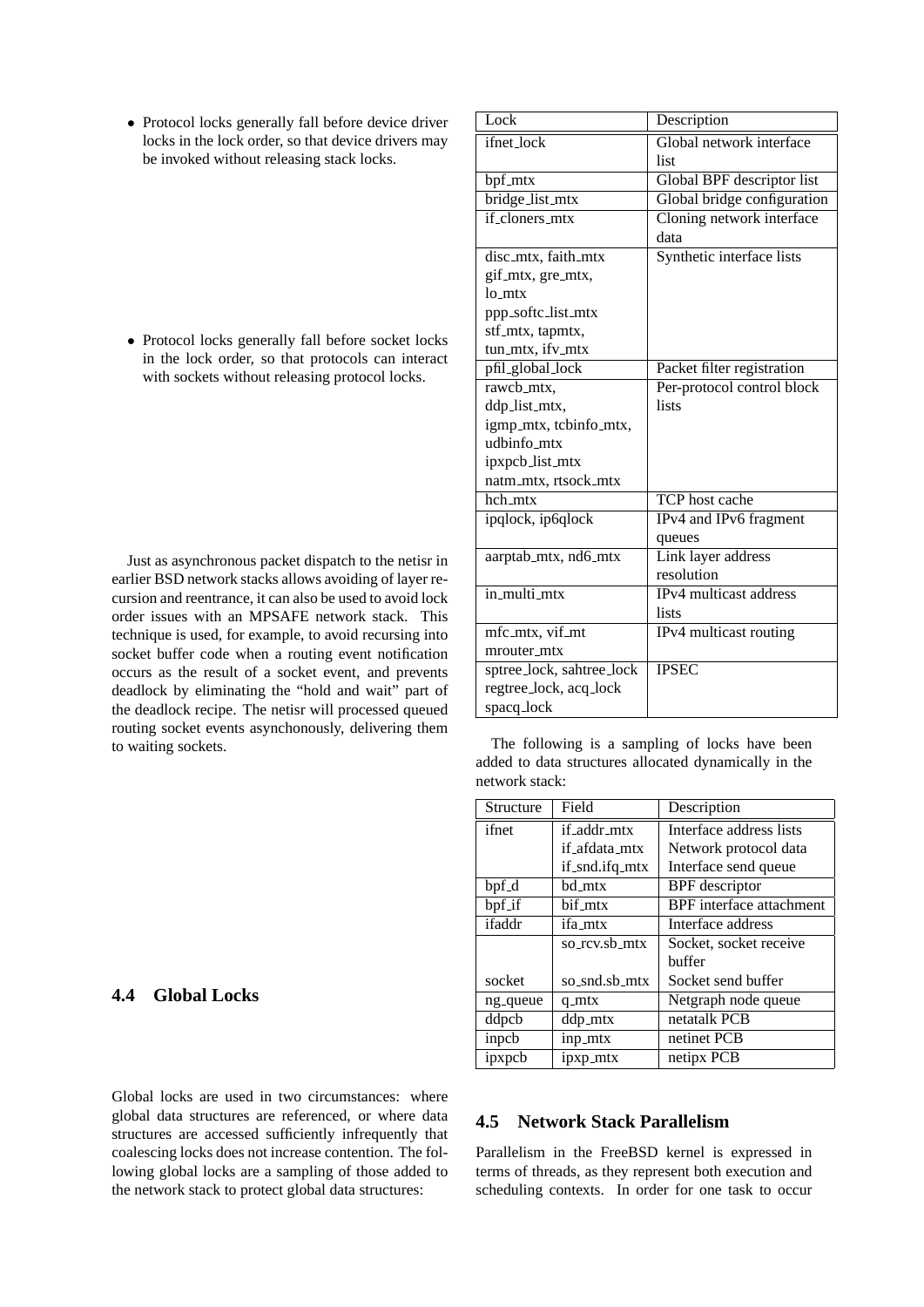- Protocol locks generally fall before device driver locks in the lock order, so that device drivers may be invoked without releasing stack locks.

- Protocol locks generally fall before socket locks in the lock order, so that protocols can interact with sockets without releasing protocol locks.

Just as asynchronous packet dispatch to the netisr in earlier BSD network stacks allows avoiding of layer recursion and reentrance, it can also be used to avoid lock order issues with an MPSAFE network stack. This technique is used, for example, to avoid recursing into socket buffer code when a routing event notification occurs as the result of a socket event, and prevents deadlock by eliminating the "hold and wait" part of the deadlock recipe. The netisr will processed queued routing socket events asynchonously, delivering them to waiting sockets.

## 4.4 Global Locks

Global locks are used in two circumstances: where global data structures are referenced, or where data structures are accessed sufficiently infrequently that coalescing locks does not increase contention. The following global locks are a sampling of those added to the network stack to protect global data structures:

| Lock | Description |
|---|---|
| ifnet_lock | Global network interface list |
| bpf_mtx | Global BPF descriptor list |
| bridge_list_mtx | Global bridge configuration |
| if_cloners_mtx | Cloning network interface data |
| disc_mtx, faith_mtx gif_mtx, gre_mtx, lo_mtx ppp_softc_list_mtx stf_mtx, tapmtx, tun_mtx, ifv_mtx | Synthetic interface lists |
| pfil_global_lock | Packet filter registration |
| rawcb_mtx, ddp_list_mtx, igmp_mtx, tcbinfo_mtx, udbinfo_mtx ipxpcb_list_mtx natm_mtx, rtsock_mtx | Per-protocol control block lists |
| hch_mtx | TCP host cache |
| ipqlock, ip6qlock | IPv4 and IPv6 fragment queues |
| aarptab_mtx, nd6_mtx | Link layer address resolution |
| in_multi_mtx | IPv4 multicast address lists |
| mfc_mtx, vif_mt mrouter_mtx | IPv4 multicast routing |
| sptree_lock, sahtree_lock regtree_lock, acq_lock spacq_lock | IPSEC |

The following is a sampling of locks have been added to data structures allocated dynamically in the network stack:

| Structure | Field | Description |
|---|---|---|
| ifnet | if_addr_mtx | Interface address lists |
| | if_afdata_mtx | Network protocol data |
| | if_snd.ifq_mtx | Interface send queue |
| bpf_d | bd_mtx | BPF descriptor |
| bpf_if | bif_mtx | BPF interface attachment |
| ifaddr | ifa_mtx | Interface address |
| | so_rcv.sb_mtx | Socket, socket receive buffer |
| socket | so_snd.sb_mtx | Socket send buffer |
| ng_queue | q_mtx | Netgraph node queue |
| ddpcb | ddp_mtx | netatalk PCB |
| inpcb | inp_mtx | netinet PCB |
| ipxpcb | ipxp_mtx | netipx PCB |

## 4.5 Network Stack Parallelism

Parallelism in the FreeBSD kernel is expressed in terms of threads, as they represent both execution and scheduling contexts. In order for one task to occur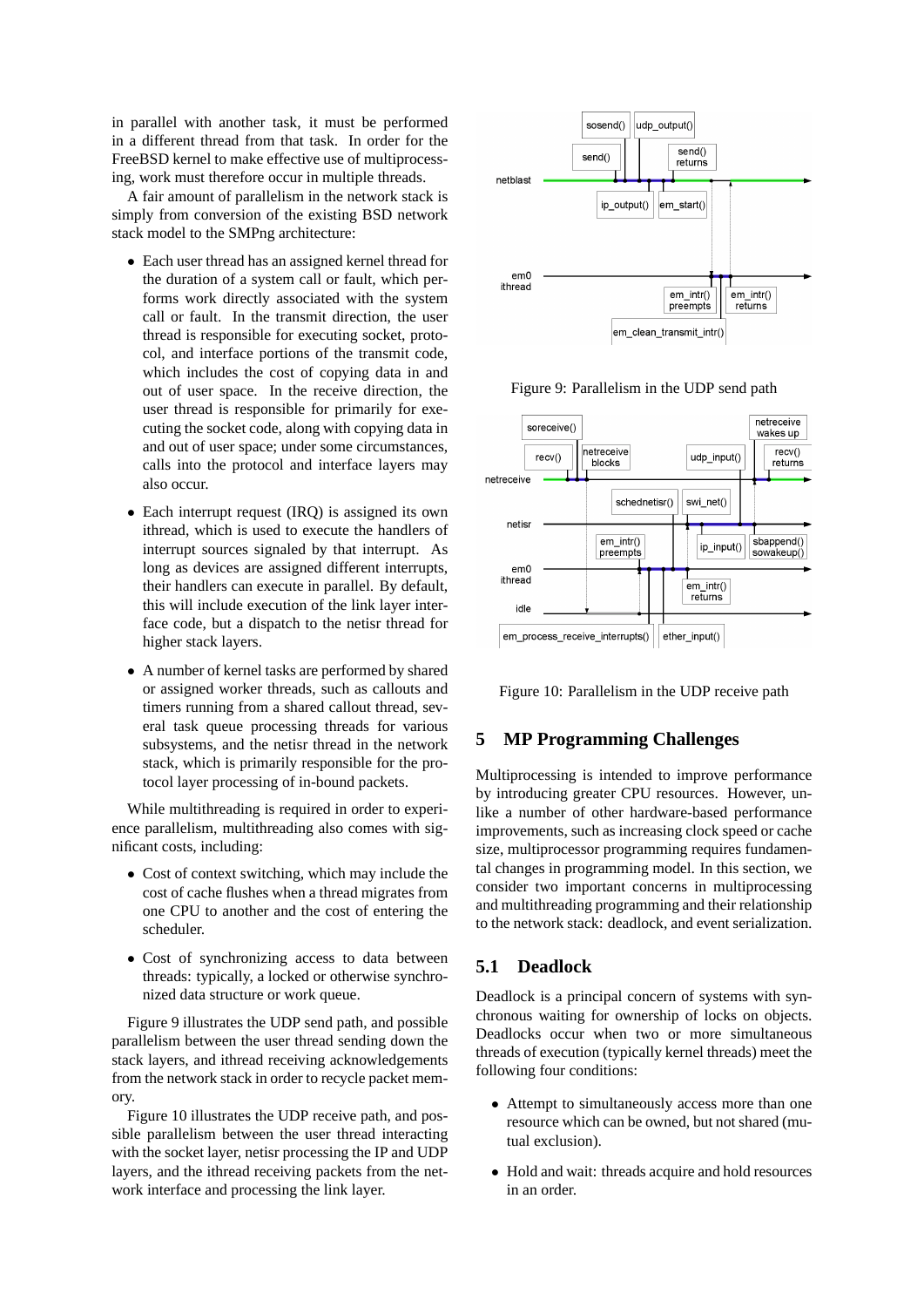in parallel with another task, it must be performed in a different thread from that task. In order for the FreeBSD kernel to make effective use of multiprocessing, work must therefore occur in multiple threads.

A fair amount of parallelism in the network stack is simply from conversion of the existing BSD network stack model to the SMPng architecture:

- Each user thread has an assigned kernel thread for the duration of a system call or fault, which performs work directly associated with the system call or fault. In the transmit direction, the user thread is responsible for executing socket, protocol, and interface portions of the transmit code, which includes the cost of copying data in and out of user space. In the receive direction, the user thread is responsible for primarily for executing the socket code, along with copying data in and out of user space; under some circumstances, calls into the protocol and interface layers may also occur.

- Each interrupt request (IRQ) is assigned its own ithread, which is used to execute the handlers of interrupt sources signaled by that interrupt. As long as devices are assigned different interrupts, their handlers can execute in parallel. By default, this will include execution of the link layer interface code, but a dispatch to the netisr thread for higher stack layers.

- A number of kernel tasks are performed by shared or assigned worker threads, such as callouts and timers running from a shared callout thread, several task queue processing threads for various subsystems, and the netisr thread in the network stack, which is primarily responsible for the protocol layer processing of in-bound packets.

While multithreading is required in order to experience parallelism, multithreading also comes with significant costs, including:

- Cost of context switching, which may include the cost of cache flushes when a thread migrates from one CPU to another and the cost of entering the scheduler.

- Cost of synchronizing access to data between threads: typically, a locked or otherwise synchronized data structure or work queue.

Figure 9 illustrates the UDP send path, and possible parallelism between the user thread sending down the stack layers, and ithread receiving acknowledgements from the network stack in order to recycle packet memory.

Figure 10 illustrates the UDP receive path, and possible parallelism between the user thread interacting with the socket layer, netisr processing the IP and UDP layers, and the ithread receiving packets from the network interface and processing the link layer.

Figure 9: Parallelism in the UDP send path

Figure 10: Parallelism in the UDP receive path

## 5 MP Programming Challenges

Multiprocessing is intended to improve performance by introducing greater CPU resources. However, unlike a number of other hardware-based performance improvements, such as increasing clock speed or cache size, multiprocessor programming requires fundamental changes in programming model. In this section, we consider two important concerns in multiprocessing and multithreading programming and their relationship to the network stack: deadlock, and event serialization.

### 5.1 Deadlock

Deadlock is a principal concern of systems with synchronous waiting for ownership of locks on objects. Deadlocks occur when two or more simultaneous threads of execution (typically kernel threads) meet the following four conditions:

- Attempt to simultaneously access more than one resource which can be owned, but not shared (mutual exclusion).

- Hold and wait: threads acquire and hold resources in an order.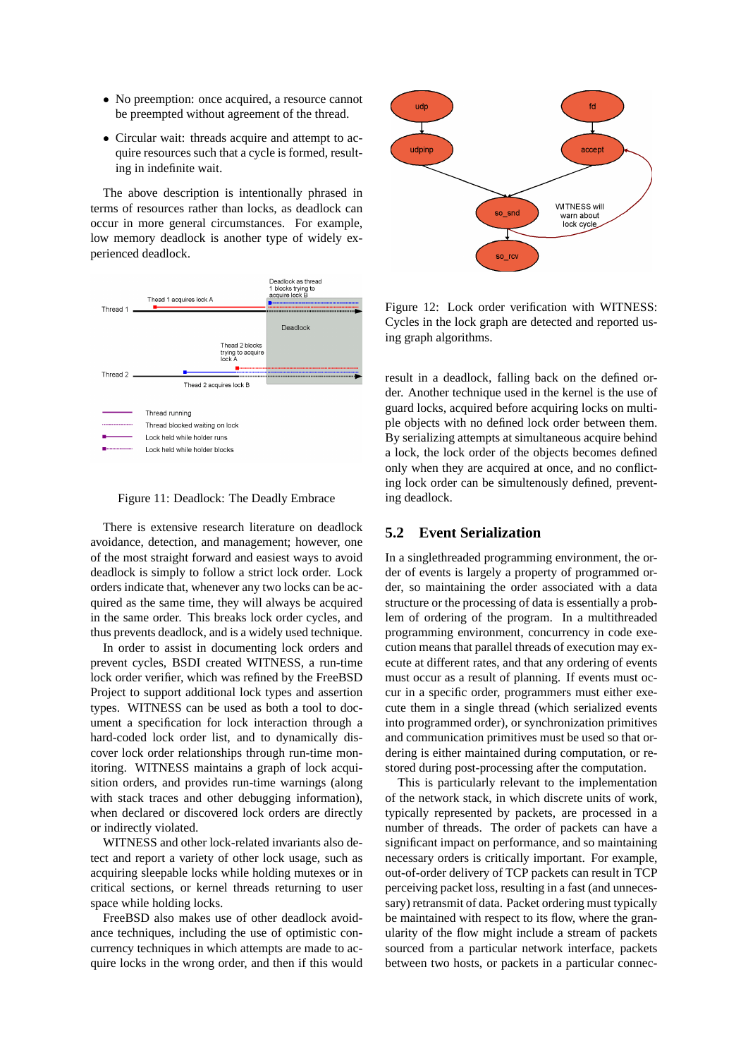- No preemption: once acquired, a resource cannot be preempted without agreement of the thread.
- Circular wait: threads acquire and attempt to acquire resources such that a cycle is formed, resulting in indefinite wait.

The above description is intentionally phrased in terms of resources rather than locks, as deadlock can occur in more general circumstances. For example, low memory deadlock is another type of widely experienced deadlock.

Figure 11: Deadlock: The Deadly Embrace

There is extensive research literature on deadlock avoidance, detection, and management; however, one of the most straight forward and easiest ways to avoid deadlock is simply to follow a strict lock order. Lock orders indicate that, whenever any two locks can be acquired as the same time, they will always be acquired in the same order. This breaks lock order cycles, and thus prevents deadlock, and is a widely used technique.

In order to assist in documenting lock orders and prevent cycles, BSDI created WITNESS, a run-time lock order verifier, which was refined by the FreeBSD Project to support additional lock types and assertion types. WITNESS can be used as both a tool to document a specification for lock interaction through a hard-coded lock order list, and to dynamically discover lock order relationships through run-time monitoring. WITNESS maintains a graph of lock acquisition orders, and provides run-time warnings (along with stack traces and other debugging information), when declared or discovered lock orders are directly or indirectly violated.

WITNESS and other lock-related invariants also detect and report a variety of other lock usage, such as acquiring sleepable locks while holding mutexes or in critical sections, or kernel threads returning to user space while holding locks.

FreeBSD also makes use of other deadlock avoidance techniques, including the use of optimistic concurrency techniques in which attempts are made to acquire locks in the wrong order, and then if this would result in a deadlock, falling back on the defined order. Another technique used in the kernel is the use of guard locks, acquired before acquiring locks on multiple objects with no defined lock order between them. By serializing attempts at simultaneous acquire behind a lock, the lock order of the objects becomes defined only when they are acquired at once, and no conflicting lock order can be simultenously defined, preventing deadlock.

Figure 12: Lock order verification with WITNESS: Cycles in the lock graph are detected and reported using graph algorithms.

## 5.2 Event Serialization

In a singlethreaded programming environment, the order of events is largely a property of programmed order, so maintaining the order associated with a data structure or the processing of data is essentially a problem of ordering of the program. In a multithreaded programming environment, concurrency in code execution means that parallel threads of execution may execute at different rates, and that any ordering of events must occur as a result of planning. If events must occur in a specific order, programmers must either execute them in a single thread (which serialized events into programmed order), or synchronization primitives and communication primitives must be used so that ordering is either maintained during computation, or restored during post-processing after the computation.

This is particularly relevant to the implementation of the network stack, in which discrete units of work, typically represented by packets, are processed in a number of threads. The order of packets can have a significant impact on performance, and so maintaining necessary orders is critically important. For example, out-of-order delivery of TCP packets can result in TCP perceiving packet loss, resulting in a fast (and unnecessary) retransmit of data. Packet ordering must typically be maintained with respect to its flow, where the granularity of the flow might include a stream of packets sourced from a particular network interface, packets between two hosts, or packets in a particular connec-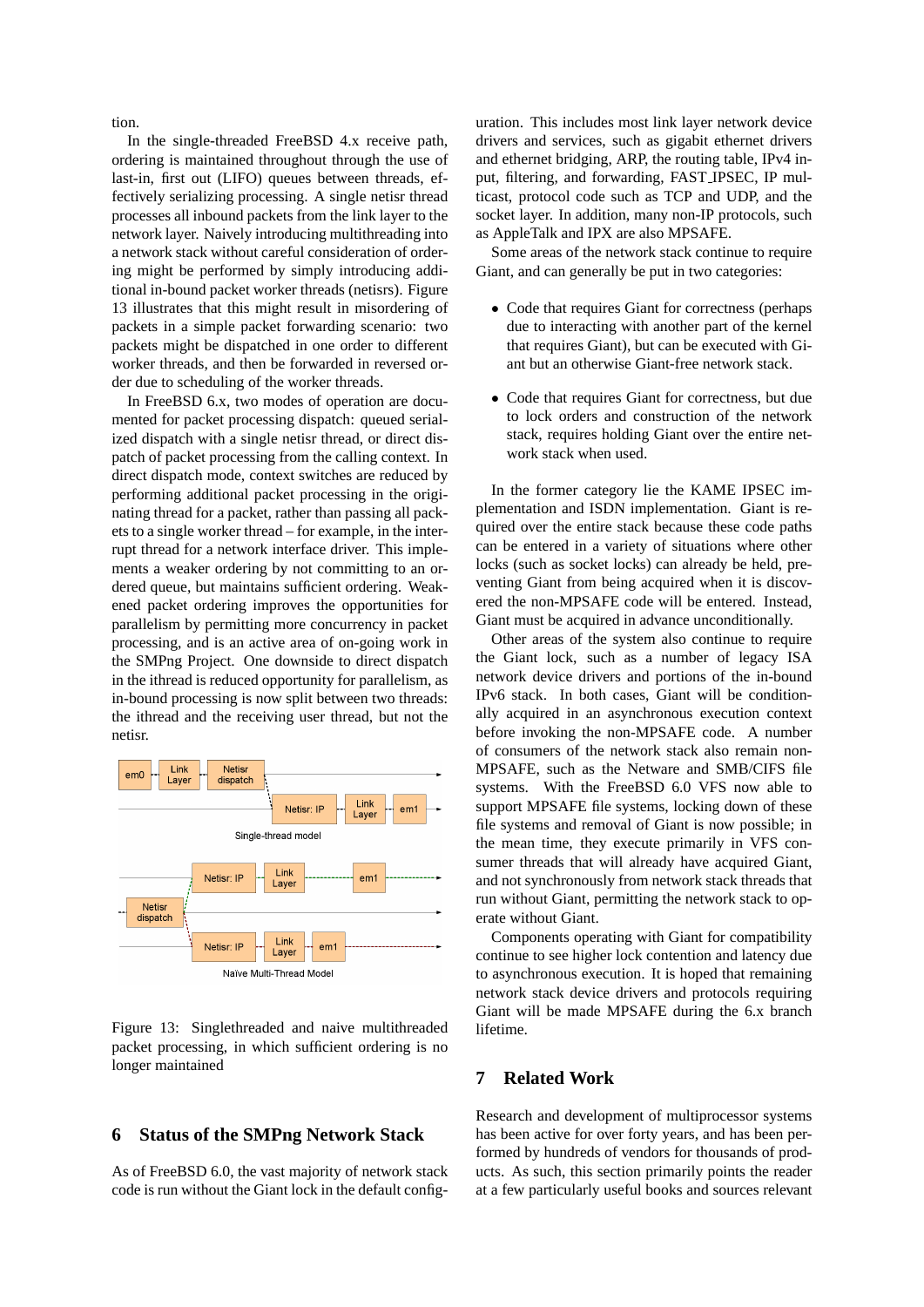tion.

In the single-threaded FreeBSD 4.x receive path, ordering is maintained throughout through the use of last-in, first out (LIFO) queues between threads, effectively serializing processing. A single netisr thread processes all inbound packets from the link layer to the network layer. Naively introducing multithreading into a network stack without careful consideration of ordering might be performed by simply introducing additional in-bound packet worker threads (netisrs). Figure 13 illustrates that this might result in misordering of packets in a simple packet forwarding scenario: two packets might be dispatched in one order to different worker threads, and then be forwarded in reversed order due to scheduling of the worker threads.

In FreeBSD 6.x, two modes of operation are documented for packet processing dispatch: queued serialized dispatch with a single netisr thread, or direct dispatch of packet processing from the calling context. In direct dispatch mode, context switches are reduced by performing additional packet processing in the originating thread for a packet, rather than passing all packets to a single worker thread – for example, in the interrupt thread for a network interface driver. This implements a weaker ordering by not committing to an ordered queue, but maintains sufficient ordering. Weakened packet ordering improves the opportunities for parallelism by permitting more concurrency in packet processing, and is an active area of on-going work in the SMPng Project. One downside to direct dispatch in the ithread is reduced opportunity for parallelism, as in-bound processing is now split between two threads: the ithread and the receiving user thread, but not the netisr.

Figure 13: Singlethreaded and naive multithreaded packet processing, in which sufficient ordering is no longer maintained

## 6 Status of the SMPng Network Stack

As of FreeBSD 6.0, the vast majority of network stack code is run without the Giant lock in the default configuration. This includes most link layer network device drivers and services, such as gigabit ethernet drivers and ethernet bridging, ARP, the routing table, IPv4 input, filtering, and forwarding, FAST_IPSEC, IP multicast, protocol code such as TCP and UDP, and the socket layer. In addition, many non-IP protocols, such as AppleTalk and IPX are also MPSAFE.

Some areas of the network stack continue to require Giant, and can generally be put in two categories:

- Code that requires Giant for correctness (perhaps due to interacting with another part of the kernel that requires Giant), but can be executed with Giant but an otherwise Giant-free network stack.
- Code that requires Giant for correctness, but due to lock orders and construction of the network stack, requires holding Giant over the entire network stack when used.

In the former category lie the KAME IPSEC implementation and ISDN implementation. Giant is required over the entire stack because these code paths can be entered in a variety of situations where other locks (such as socket locks) can already be held, preventing Giant from being acquired when it is discovered the non-MPSAFE code will be entered. Instead, Giant must be acquired in advance unconditionally.

Other areas of the system also continue to require the Giant lock, such as a number of legacy ISA network device drivers and portions of the in-bound IPv6 stack. In both cases, Giant will be conditionally acquired in an asynchronous execution context before invoking the non-MPSAFE code. A number of consumers of the network stack also remain non-MPSAFE, such as the Netware and SMB/CIFS file systems. With the FreeBSD 6.0 VFS now able to support MPSAFE file systems, locking down of these file systems and removal of Giant is now possible; in the mean time, they execute primarily in VFS consumer threads that will already have acquired Giant, and not synchronously from network stack threads that run without Giant, permitting the network stack to operate without Giant.

Components operating with Giant for compatibility continue to see higher lock contention and latency due to asynchronous execution. It is hoped that remaining network stack device drivers and protocols requiring Giant will be made MPSAFE during the 6.x branch lifetime.

## 7 Related Work

Research and development of multiprocessor systems has been active for over forty years, and has been performed by hundreds of vendors for thousands of products. As such, this section primarily points the reader at a few particularly useful books and sources relevant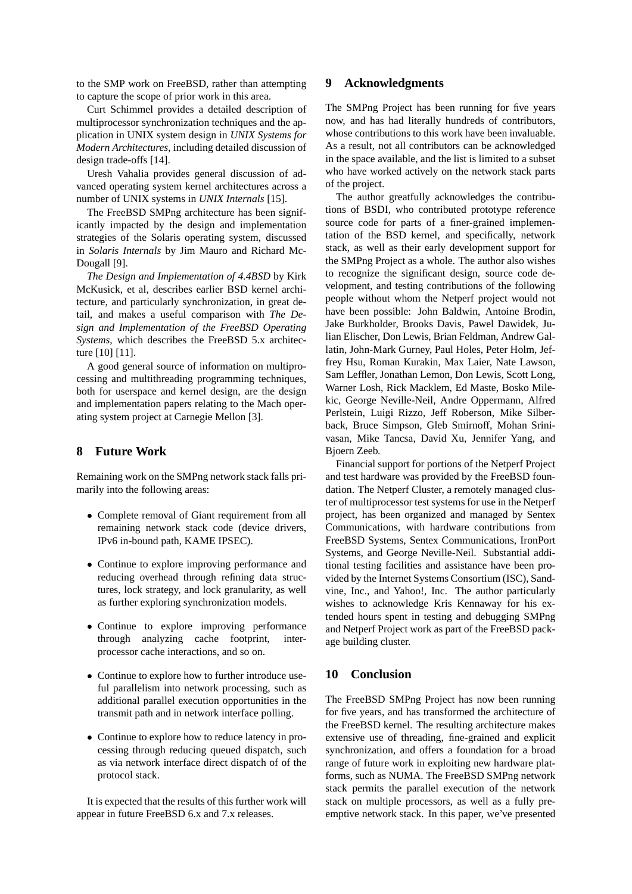to the SMP work on FreeBSD, rather than attempting to capture the scope of prior work in this area.

Curt Schimmel provides a detailed description of multiprocessor synchronization techniques and the application in UNIX system design in *UNIX Systems for Modern Architectures*, including detailed discussion of design trade-offs [14].

Uresh Vahalia provides general discussion of advanced operating system kernel architectures across a number of UNIX systems in *UNIX Internals* [15].

The FreeBSD SMPng architecture has been significantly impacted by the design and implementation strategies of the Solaris operating system, discussed in *Solaris Internals* by Jim Mauro and Richard McDougall [9].

*The Design and Implementation of 4.4BSD* by Kirk McKusick, et al, describes earlier BSD kernel architecture, and particularly synchronization, in great detail, and makes a useful comparison with *The Design and Implementation of the FreeBSD Operating Systems*, which describes the FreeBSD 5.x architecture [10] [11].

A good general source of information on multiprocessing and multithreading programming techniques, both for userspace and kernel design, are the design and implementation papers relating to the Mach operating system project at Carnegie Mellon [3].

## 8 Future Work

Remaining work on the SMPng network stack falls primarily into the following areas:

- Complete removal of Giant requirement from all remaining network stack code (device drivers, IPv6 in-bound path, KAME IPSEC).
- Continue to explore improving performance and reducing overhead through refining data structures, lock strategy, and lock granularity, as well as further exploring synchronization models.
- Continue to explore improving performance through analyzing cache footprint, inter-processor cache interactions, and so on.
- Continue to explore how to further introduce useful parallelism into network processing, such as additional parallel execution opportunities in the transmit path and in network interface polling.
- Continue to explore how to reduce latency in processing through reducing queued dispatch, such as via network interface direct dispatch of of the protocol stack.

It is expected that the results of this further work will appear in future FreeBSD 6.x and 7.x releases.

## 9 Acknowledgments

The SMPng Project has been running for five years now, and has had literally hundreds of contributors, whose contributions to this work have been invaluable. As a result, not all contributors can be acknowledged in the space available, and the list is limited to a subset who have worked actively on the network stack parts of the project.

The author greatfully acknowledges the contributions of BSDI, who contributed prototype reference source code for parts of a finer-grained implementation of the BSD kernel, and specifically, network stack, as well as their early development support for the SMPng Project as a whole. The author also wishes to recognize the significant design, source code development, and testing contributions of the following people without whom the Netperf project would not have been possible: John Baldwin, Antoine Brodin, Jake Burkholder, Brooks Davis, Pawel Dawidek, Julian Elischer, Don Lewis, Brian Feldman, Andrew Gallatin, John-Mark Gurney, Paul Holes, Peter Holm, Jeffrey Hsu, Roman Kurakin, Max Laier, Nate Lawson, Sam Leffler, Jonathan Lemon, Don Lewis, Scott Long, Warner Losh, Rick Macklem, Ed Maste, Bosko Milekic, George Neville-Neil, Andre Oppermann, Alfred Perlstein, Luigi Rizzo, Jeff Roberson, Mike Silberback, Bruce Simpson, Gleb Smirnoff, Mohan Srinivasan, Mike Tancsa, David Xu, Jennifer Yang, and Bjoern Zeeb.

Financial support for portions of the Netperf Project and test hardware was provided by the FreeBSD foundation. The Netperf Cluster, a remotely managed cluster of multiprocessor test systems for use in the Netperf project, has been organized and managed by Sentex Communications, with hardware contributions from FreeBSD Systems, Sentex Communications, IronPort Systems, and George Neville-Neil. Substantial additional testing facilities and assistance have been provided by the Internet Systems Consortium (ISC), Sandvine, Inc., and Yahoo!, Inc. The author particularly wishes to acknowledge Kris Kennaway for his extended hours spent in testing and debugging SMPng and Netperf Project work as part of the FreeBSD package building cluster.

## 10 Conclusion

The FreeBSD SMPng Project has now been running for five years, and has transformed the architecture of the FreeBSD kernel. The resulting architecture makes extensive use of threading, fine-grained and explicit synchronization, and offers a foundation for a broad range of future work in exploiting new hardware platforms, such as NUMA. The FreeBSD SMPng network stack permits the parallel execution of the network stack on multiple processors, as well as a fully preemptive network stack. In this paper, we've presented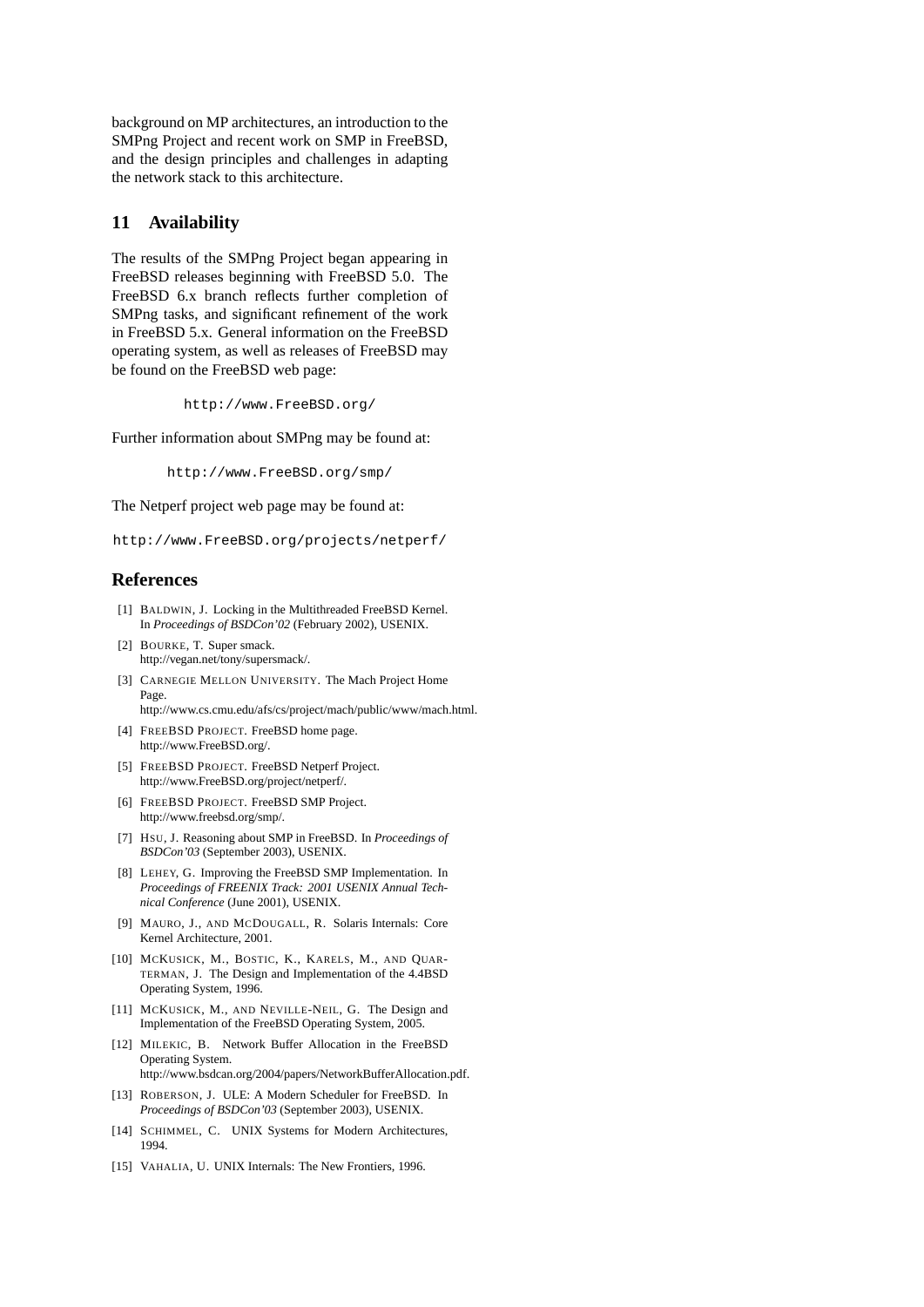background on MP architectures, an introduction to the SMPng Project and recent work on SMP in FreeBSD, and the design principles and challenges in adapting the network stack to this architecture.

## 11 Availability

The results of the SMPng Project began appearing in FreeBSD releases beginning with FreeBSD 5.0. The FreeBSD 6.x branch reflects further completion of SMPng tasks, and significant refinement of the work in FreeBSD 5.x. General information on the FreeBSD operating system, as well as releases of FreeBSD may be found on the FreeBSD web page:

```
http://www.FreeBSD.org/
```

Further information about SMPng may be found at:

```
http://www.FreeBSD.org/smp/
```

The Netperf project web page may be found at:

```
http://www.FreeBSD.org/projects/netperf/
```

## References

[1] BALDWIN, J. Locking in the Multithreaded FreeBSD Kernel. In *Proceedings of BSDCon'02* (February 2002), USENIX.

[2] BOURKE, T. Super smack. http://vegan.net/tony/supersmack/.

[3] CARNEGIE MELLON UNIVERSITY. The Mach Project Home Page. http://www.cs.cmu.edu/afs/cs/project/mach/public/www/mach.html.

[4] FREEBSD PROJECT. FreeBSD home page. http://www.FreeBSD.org/.

[5] FREEBSD PROJECT. FreeBSD Netperf Project. http://www.FreeBSD.org/project/netperf/.

[6] FREEBSD PROJECT. FreeBSD SMP Project. http://www.freebsd.org/smp/.

[7] HSU, J. Reasoning about SMP in FreeBSD. In *Proceedings of BSDCon'03* (September 2003), USENIX.

[8] LEHEY, G. Improving the FreeBSD SMP Implementation. In *Proceedings of FREENIX Track: 2001 USENIX Annual Technical Conference* (June 2001), USENIX.

[9] MAURO, J., AND MCDOUGALL, R. Solaris Internals: Core Kernel Architecture, 2001.

[10] MCKUSICK, M., BOSTIC, K., KARELS, M., AND QUARTERMAN, J. The Design and Implementation of the 4.4BSD Operating System, 1996.

[11] MCKUSICK, M., AND NEVILLE-NEIL, G. The Design and Implementation of the FreeBSD Operating System, 2005.

[12] MILEKIC, B. Network Buffer Allocation in the FreeBSD Operating System. http://www.bsdcan.org/2004/papers/NetworkBufferAllocation.pdf.

[13] ROBERSON, J. ULE: A Modern Scheduler for FreeBSD. In *Proceedings of BSDCon'03* (September 2003), USENIX.

[14] SCHIMMEL, C. UNIX Systems for Modern Architectures, 1994.

[15] VAHALIA, U. UNIX Internals: The New Frontiers, 1996.